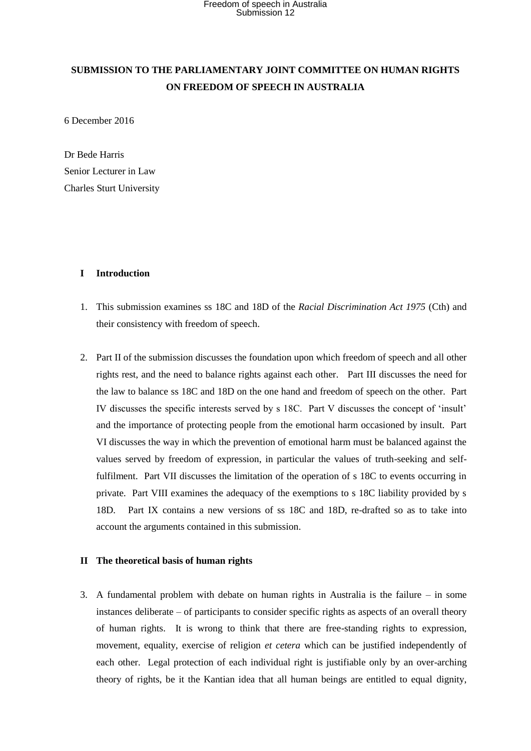# SUBMISSION TO THE PARLIAMENTARY JOINT COMMITTEE ON HUMAN RIGHTS ON FREEDOM OF SPEECH IN AUSTRALIA

6 December 2016

Dr Bede Harris
Senior Lecturer in Law
Charles Sturt University

## I Introduction

1. This submission examines ss 18C and 18D of the *Racial Discrimination Act 1975* (Cth) and their consistency with freedom of speech.

2. Part II of the submission discusses the foundation upon which freedom of speech and all other rights rest, and the need to balance rights against each other. Part III discusses the need for the law to balance ss 18C and 18D on the one hand and freedom of speech on the other. Part IV discusses the specific interests served by s 18C. Part V discusses the concept of 'insult' and the importance of protecting people from the emotional harm occasioned by insult. Part VI discusses the way in which the prevention of emotional harm must be balanced against the values served by freedom of expression, in particular the values of truth-seeking and self-fulfilment. Part VII discusses the limitation of the operation of s 18C to events occurring in private. Part VIII examines the adequacy of the exemptions to s 18C liability provided by s 18D. Part IX contains a new versions of ss 18C and 18D, re-drafted so as to take into account the arguments contained in this submission.

## II The theoretical basis of human rights

3. A fundamental problem with debate on human rights in Australia is the failure – in some instances deliberate – of participants to consider specific rights as aspects of an overall theory of human rights. It is wrong to think that there are free-standing rights to expression, movement, equality, exercise of religion *et cetera* which can be justified independently of each other. Legal protection of each individual right is justifiable only by an over-arching theory of rights, be it the Kantian idea that all human beings are entitled to equal dignity,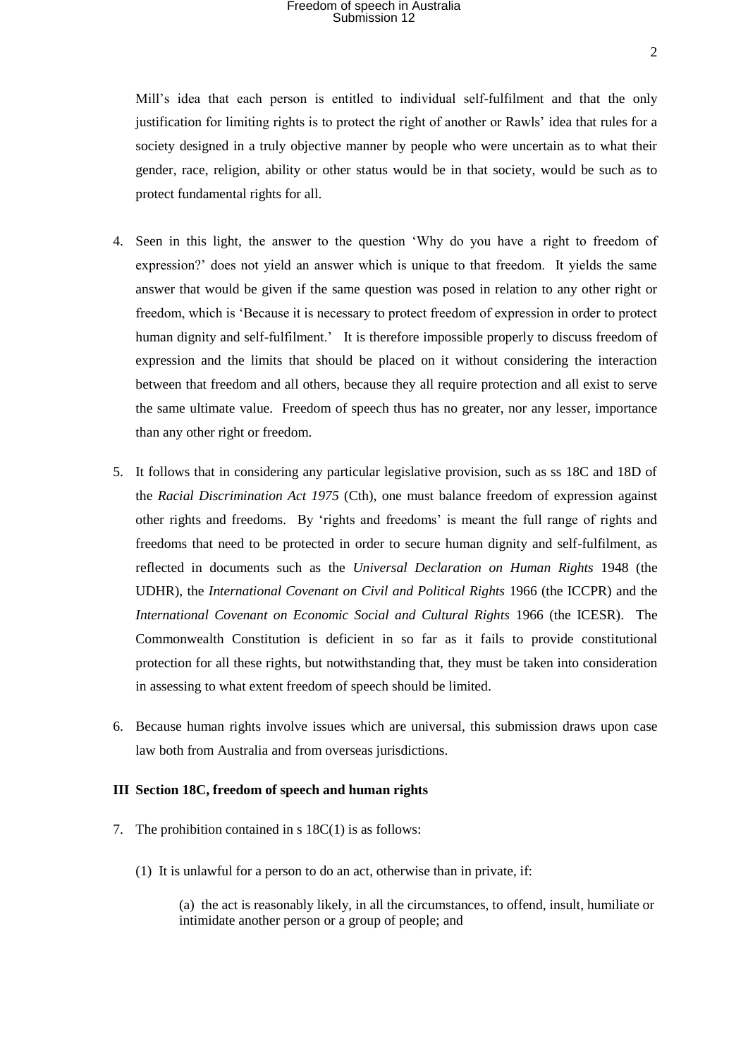Mill's idea that each person is entitled to individual self-fulfilment and that the only justification for limiting rights is to protect the right of another or Rawls' idea that rules for a society designed in a truly objective manner by people who were uncertain as to what their gender, race, religion, ability or other status would be in that society, would be such as to protect fundamental rights for all.

4. Seen in this light, the answer to the question 'Why do you have a right to freedom of expression?' does not yield an answer which is unique to that freedom. It yields the same answer that would be given if the same question was posed in relation to any other right or freedom, which is 'Because it is necessary to protect freedom of expression in order to protect human dignity and self-fulfilment.' It is therefore impossible properly to discuss freedom of expression and the limits that should be placed on it without considering the interaction between that freedom and all others, because they all require protection and all exist to serve the same ultimate value. Freedom of speech thus has no greater, nor any lesser, importance than any other right or freedom.

5. It follows that in considering any particular legislative provision, such as ss 18C and 18D of the *Racial Discrimination Act 1975* (Cth), one must balance freedom of expression against other rights and freedoms. By 'rights and freedoms' is meant the full range of rights and freedoms that need to be protected in order to secure human dignity and self-fulfilment, as reflected in documents such as the *Universal Declaration on Human Rights* 1948 (the UDHR), the *International Covenant on Civil and Political Rights* 1966 (the ICCPR) and the *International Covenant on Economic Social and Cultural Rights* 1966 (the ICESR). The Commonwealth Constitution is deficient in so far as it fails to provide constitutional protection for all these rights, but notwithstanding that, they must be taken into consideration in assessing to what extent freedom of speech should be limited.

6. Because human rights involve issues which are universal, this submission draws upon case law both from Australia and from overseas jurisdictions.

## III Section 18C, freedom of speech and human rights

7. The prohibition contained in s 18C(1) is as follows:

   (1) It is unlawful for a person to do an act, otherwise than in private, if:

   (a) the act is reasonably likely, in all the circumstances, to offend, insult, humiliate or intimidate another person or a group of people; and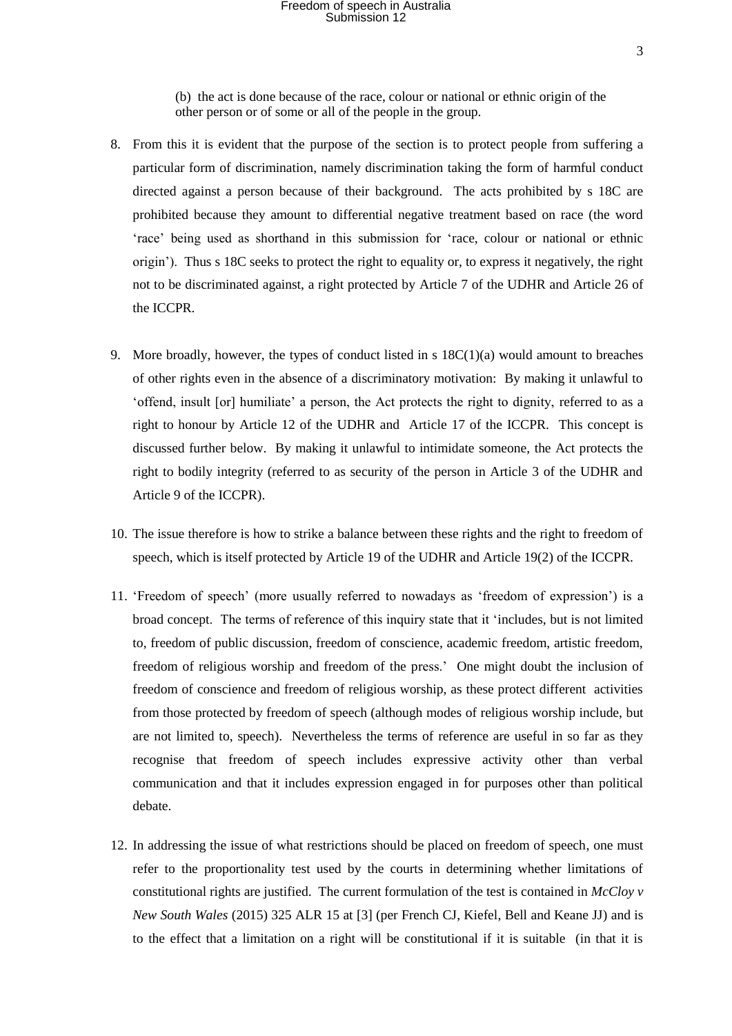(b) the act is done because of the race, colour or national or ethnic origin of the other person or of some or all of the people in the group.

8. From this it is evident that the purpose of the section is to protect people from suffering a particular form of discrimination, namely discrimination taking the form of harmful conduct directed against a person because of their background. The acts prohibited by s 18C are prohibited because they amount to differential negative treatment based on race (the word 'race' being used as shorthand in this submission for 'race, colour or national or ethnic origin'). Thus s 18C seeks to protect the right to equality or, to express it negatively, the right not to be discriminated against, a right protected by Article 7 of the UDHR and Article 26 of the ICCPR.

9. More broadly, however, the types of conduct listed in s 18C(1)(a) would amount to breaches of other rights even in the absence of a discriminatory motivation: By making it unlawful to 'offend, insult [or] humiliate' a person, the Act protects the right to dignity, referred to as a right to honour by Article 12 of the UDHR and Article 17 of the ICCPR. This concept is discussed further below. By making it unlawful to intimidate someone, the Act protects the right to bodily integrity (referred to as security of the person in Article 3 of the UDHR and Article 9 of the ICCPR).

10. The issue therefore is how to strike a balance between these rights and the right to freedom of speech, which is itself protected by Article 19 of the UDHR and Article 19(2) of the ICCPR.

11. 'Freedom of speech' (more usually referred to nowadays as 'freedom of expression') is a broad concept. The terms of reference of this inquiry state that it 'includes, but is not limited to, freedom of public discussion, freedom of conscience, academic freedom, artistic freedom, freedom of religious worship and freedom of the press.' One might doubt the inclusion of freedom of conscience and freedom of religious worship, as these protect different activities from those protected by freedom of speech (although modes of religious worship include, but are not limited to, speech). Nevertheless the terms of reference are useful in so far as they recognise that freedom of speech includes expressive activity other than verbal communication and that it includes expression engaged in for purposes other than political debate.

12. In addressing the issue of what restrictions should be placed on freedom of speech, one must refer to the proportionality test used by the courts in determining whether limitations of constitutional rights are justified. The current formulation of the test is contained in *McCloy v New South Wales* (2015) 325 ALR 15 at [3] (per French CJ, Kiefel, Bell and Keane JJ) and is to the effect that a limitation on a right will be constitutional if it is suitable (in that it is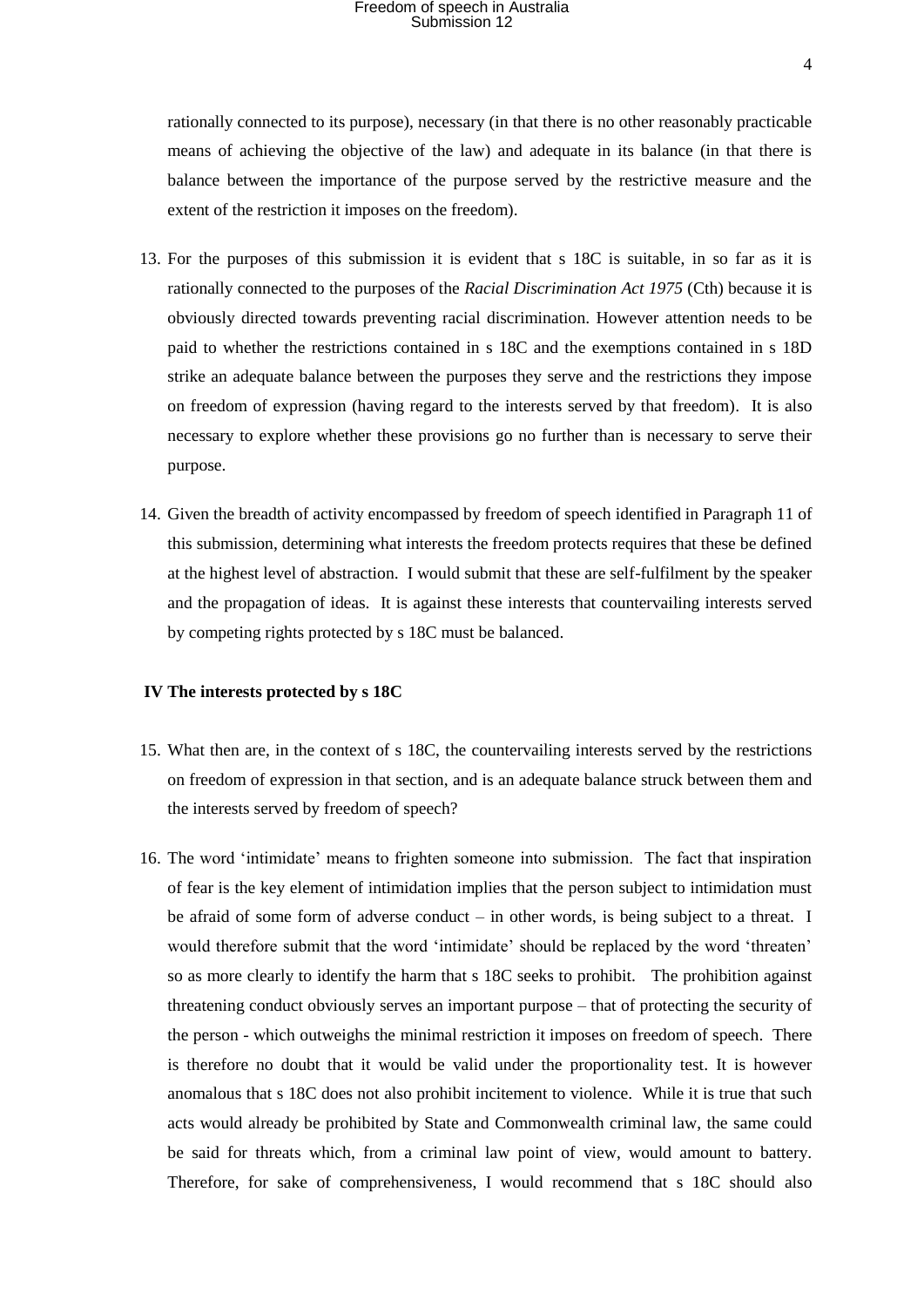rationally connected to its purpose), necessary (in that there is no other reasonably practicable means of achieving the objective of the law) and adequate in its balance (in that there is balance between the importance of the purpose served by the restrictive measure and the extent of the restriction it imposes on the freedom).

13. For the purposes of this submission it is evident that s 18C is suitable, in so far as it is rationally connected to the purposes of the *Racial Discrimination Act 1975* (Cth) because it is obviously directed towards preventing racial discrimination. However attention needs to be paid to whether the restrictions contained in s 18C and the exemptions contained in s 18D strike an adequate balance between the purposes they serve and the restrictions they impose on freedom of expression (having regard to the interests served by that freedom). It is also necessary to explore whether these provisions go no further than is necessary to serve their purpose.

14. Given the breadth of activity encompassed by freedom of speech identified in Paragraph 11 of this submission, determining what interests the freedom protects requires that these be defined at the highest level of abstraction. I would submit that these are self-fulfilment by the speaker and the propagation of ideas. It is against these interests that countervailing interests served by competing rights protected by s 18C must be balanced.

## IV The interests protected by s 18C

15. What then are, in the context of s 18C, the countervailing interests served by the restrictions on freedom of expression in that section, and is an adequate balance struck between them and the interests served by freedom of speech?

16. The word 'intimidate' means to frighten someone into submission. The fact that inspiration of fear is the key element of intimidation implies that the person subject to intimidation must be afraid of some form of adverse conduct – in other words, is being subject to a threat. I would therefore submit that the word 'intimidate' should be replaced by the word 'threaten' so as more clearly to identify the harm that s 18C seeks to prohibit. The prohibition against threatening conduct obviously serves an important purpose – that of protecting the security of the person - which outweighs the minimal restriction it imposes on freedom of speech. There is therefore no doubt that it would be valid under the proportionality test. It is however anomalous that s 18C does not also prohibit incitement to violence. While it is true that such acts would already be prohibited by State and Commonwealth criminal law, the same could be said for threats which, from a criminal law point of view, would amount to battery. Therefore, for sake of comprehensiveness, I would recommend that s 18C should also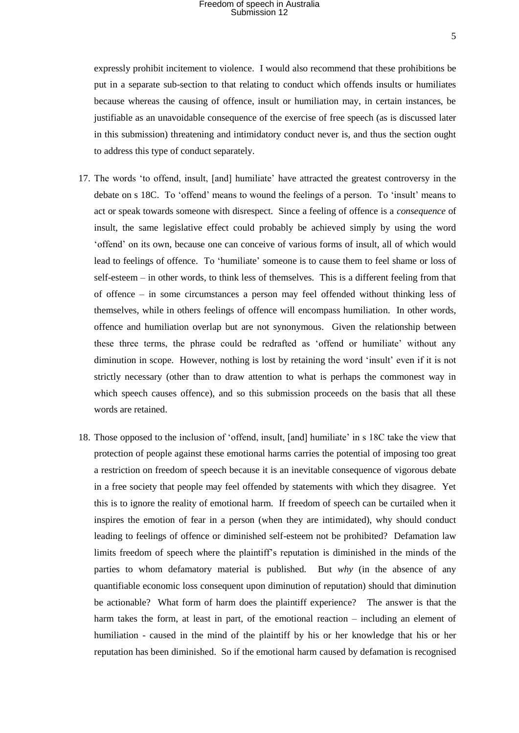expressly prohibit incitement to violence. I would also recommend that these prohibitions be put in a separate sub-section to that relating to conduct which offends insults or humiliates because whereas the causing of offence, insult or humiliation may, in certain instances, be justifiable as an unavoidable consequence of the exercise of free speech (as is discussed later in this submission) threatening and intimidatory conduct never is, and thus the section ought to address this type of conduct separately.

17. The words 'to offend, insult, [and] humiliate' have attracted the greatest controversy in the debate on s 18C. To 'offend' means to wound the feelings of a person. To 'insult' means to act or speak towards someone with disrespect. Since a feeling of offence is a *consequence* of insult, the same legislative effect could probably be achieved simply by using the word 'offend' on its own, because one can conceive of various forms of insult, all of which would lead to feelings of offence. To 'humiliate' someone is to cause them to feel shame or loss of self-esteem – in other words, to think less of themselves. This is a different feeling from that of offence – in some circumstances a person may feel offended without thinking less of themselves, while in others feelings of offence will encompass humiliation. In other words, offence and humiliation overlap but are not synonymous. Given the relationship between these three terms, the phrase could be redrafted as 'offend or humiliate' without any diminution in scope. However, nothing is lost by retaining the word 'insult' even if it is not strictly necessary (other than to draw attention to what is perhaps the commonest way in which speech causes offence), and so this submission proceeds on the basis that all these words are retained.

18. Those opposed to the inclusion of 'offend, insult, [and] humiliate' in s 18C take the view that protection of people against these emotional harms carries the potential of imposing too great a restriction on freedom of speech because it is an inevitable consequence of vigorous debate in a free society that people may feel offended by statements with which they disagree. Yet this is to ignore the reality of emotional harm. If freedom of speech can be curtailed when it inspires the emotion of fear in a person (when they are intimidated), why should conduct leading to feelings of offence or diminished self-esteem not be prohibited? Defamation law limits freedom of speech where the plaintiff's reputation is diminished in the minds of the parties to whom defamatory material is published. But *why* (in the absence of any quantifiable economic loss consequent upon diminution of reputation) should that diminution be actionable? What form of harm does the plaintiff experience? The answer is that the harm takes the form, at least in part, of the emotional reaction – including an element of humiliation - caused in the mind of the plaintiff by his or her knowledge that his or her reputation has been diminished. So if the emotional harm caused by defamation is recognised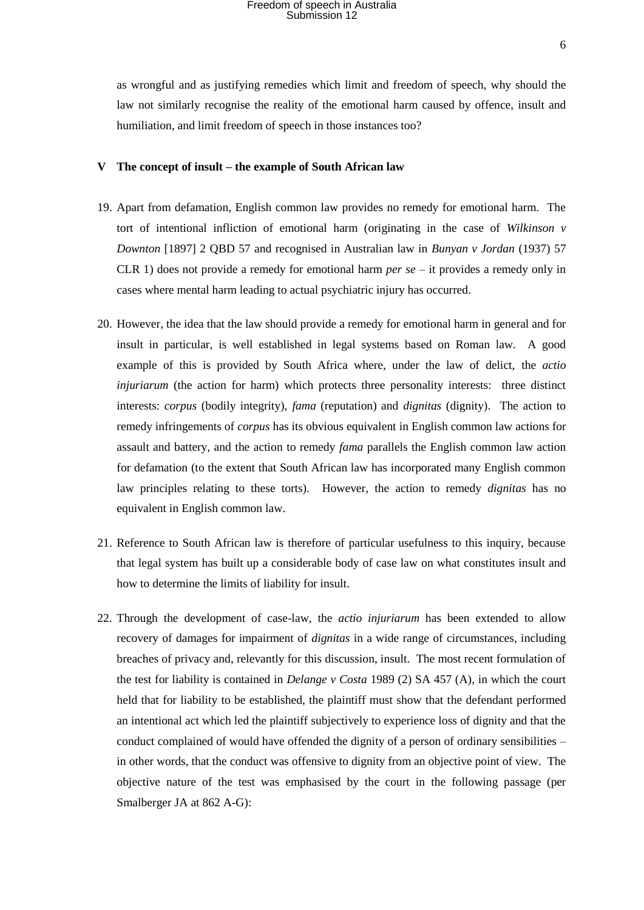as wrongful and as justifying remedies which limit and freedom of speech, why should the law not similarly recognise the reality of the emotional harm caused by offence, insult and humiliation, and limit freedom of speech in those instances too?

## V The concept of insult – the example of South African law

19. Apart from defamation, English common law provides no remedy for emotional harm. The tort of intentional infliction of emotional harm (originating in the case of *Wilkinson v Downton* [1897] 2 QBD 57 and recognised in Australian law in *Bunyan v Jordan* (1937) 57 CLR 1) does not provide a remedy for emotional harm *per se* – it provides a remedy only in cases where mental harm leading to actual psychiatric injury has occurred.

20. However, the idea that the law should provide a remedy for emotional harm in general and for insult in particular, is well established in legal systems based on Roman law. A good example of this is provided by South Africa where, under the law of delict, the *actio injuriarum* (the action for harm) which protects three personality interests: three distinct interests: *corpus* (bodily integrity), *fama* (reputation) and *dignitas* (dignity). The action to remedy infringements of *corpus* has its obvious equivalent in English common law actions for assault and battery, and the action to remedy *fama* parallels the English common law action for defamation (to the extent that South African law has incorporated many English common law principles relating to these torts). However, the action to remedy *dignitas* has no equivalent in English common law.

21. Reference to South African law is therefore of particular usefulness to this inquiry, because that legal system has built up a considerable body of case law on what constitutes insult and how to determine the limits of liability for insult.

22. Through the development of case-law, the *actio injuriarum* has been extended to allow recovery of damages for impairment of *dignitas* in a wide range of circumstances, including breaches of privacy and, relevantly for this discussion, insult. The most recent formulation of the test for liability is contained in *Delange v Costa* 1989 (2) SA 457 (A), in which the court held that for liability to be established, the plaintiff must show that the defendant performed an intentional act which led the plaintiff subjectively to experience loss of dignity and that the conduct complained of would have offended the dignity of a person of ordinary sensibilities – in other words, that the conduct was offensive to dignity from an objective point of view. The objective nature of the test was emphasised by the court in the following passage (per Smalberger JA at 862 A-G):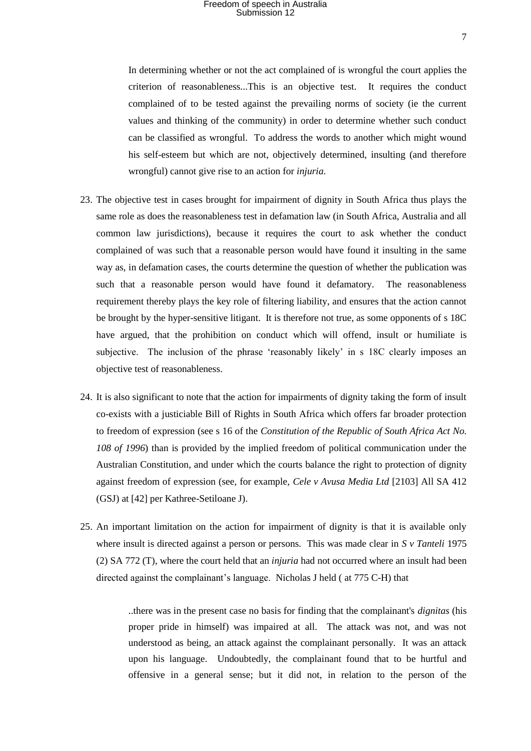> In determining whether or not the act complained of is wrongful the court applies the criterion of reasonableness...This is an objective test. It requires the conduct complained of to be tested against the prevailing norms of society (ie the current values and thinking of the community) in order to determine whether such conduct can be classified as wrongful. To address the words to another which might wound his self-esteem but which are not, objectively determined, insulting (and therefore wrongful) cannot give rise to an action for *injuria.*

23. The objective test in cases brought for impairment of dignity in South Africa thus plays the same role as does the reasonableness test in defamation law (in South Africa, Australia and all common law jurisdictions), because it requires the court to ask whether the conduct complained of was such that a reasonable person would have found it insulting in the same way as, in defamation cases, the courts determine the question of whether the publication was such that a reasonable person would have found it defamatory. The reasonableness requirement thereby plays the key role of filtering liability, and ensures that the action cannot be brought by the hyper-sensitive litigant. It is therefore not true, as some opponents of s 18C have argued, that the prohibition on conduct which will offend, insult or humiliate is subjective. The inclusion of the phrase 'reasonably likely' in s 18C clearly imposes an objective test of reasonableness.

24. It is also significant to note that the action for impairments of dignity taking the form of insult co-exists with a justiciable Bill of Rights in South Africa which offers far broader protection to freedom of expression (see s 16 of the *Constitution of the Republic of South Africa Act No. 108 of 1996*) than is provided by the implied freedom of political communication under the Australian Constitution, and under which the courts balance the right to protection of dignity against freedom of expression (see, for example, *Cele v Avusa Media Ltd* [2103] All SA 412 (GSJ) at [42] per Kathree-Setiloane J).

25. An important limitation on the action for impairment of dignity is that it is available only where insult is directed against a person or persons. This was made clear in *S v Tanteli* 1975 (2) SA 772 (T), where the court held that an *injuria* had not occurred where an insult had been directed against the complainant's language. Nicholas J held ( at 775 C-H) that

> ..there was in the present case no basis for finding that the complainant's *dignitas* (his proper pride in himself) was impaired at all. The attack was not, and was not understood as being, an attack against the complainant personally. It was an attack upon his language. Undoubtedly, the complainant found that to be hurtful and offensive in a general sense; but it did not, in relation to the person of the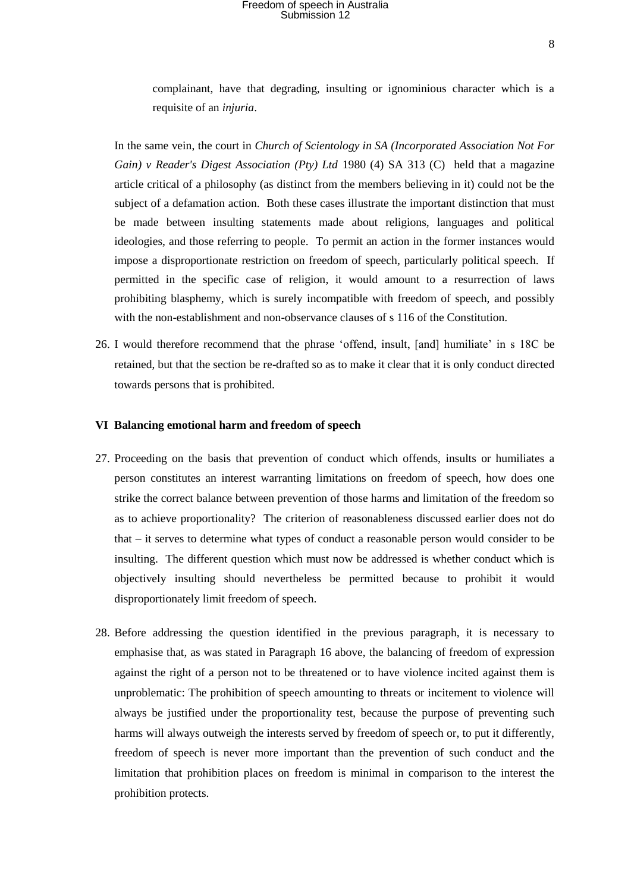complainant, have that degrading, insulting or ignominious character which is a requisite of an *injuria*.

In the same vein, the court in *Church of Scientology in SA (Incorporated Association Not For Gain) v Reader's Digest Association (Pty) Ltd* 1980 (4) SA 313 (C) held that a magazine article critical of a philosophy (as distinct from the members believing in it) could not be the subject of a defamation action. Both these cases illustrate the important distinction that must be made between insulting statements made about religions, languages and political ideologies, and those referring to people. To permit an action in the former instances would impose a disproportionate restriction on freedom of speech, particularly political speech. If permitted in the specific case of religion, it would amount to a resurrection of laws prohibiting blasphemy, which is surely incompatible with freedom of speech, and possibly with the non-establishment and non-observance clauses of s 116 of the Constitution.

26. I would therefore recommend that the phrase 'offend, insult, [and] humiliate' in s 18C be retained, but that the section be re-drafted so as to make it clear that it is only conduct directed towards persons that is prohibited.

## VI Balancing emotional harm and freedom of speech

27. Proceeding on the basis that prevention of conduct which offends, insults or humiliates a person constitutes an interest warranting limitations on freedom of speech, how does one strike the correct balance between prevention of those harms and limitation of the freedom so as to achieve proportionality? The criterion of reasonableness discussed earlier does not do that – it serves to determine what types of conduct a reasonable person would consider to be insulting. The different question which must now be addressed is whether conduct which is objectively insulting should nevertheless be permitted because to prohibit it would disproportionately limit freedom of speech.

28. Before addressing the question identified in the previous paragraph, it is necessary to emphasise that, as was stated in Paragraph 16 above, the balancing of freedom of expression against the right of a person not to be threatened or to have violence incited against them is unproblematic: The prohibition of speech amounting to threats or incitement to violence will always be justified under the proportionality test, because the purpose of preventing such harms will always outweigh the interests served by freedom of speech or, to put it differently, freedom of speech is never more important than the prevention of such conduct and the limitation that prohibition places on freedom is minimal in comparison to the interest the prohibition protects.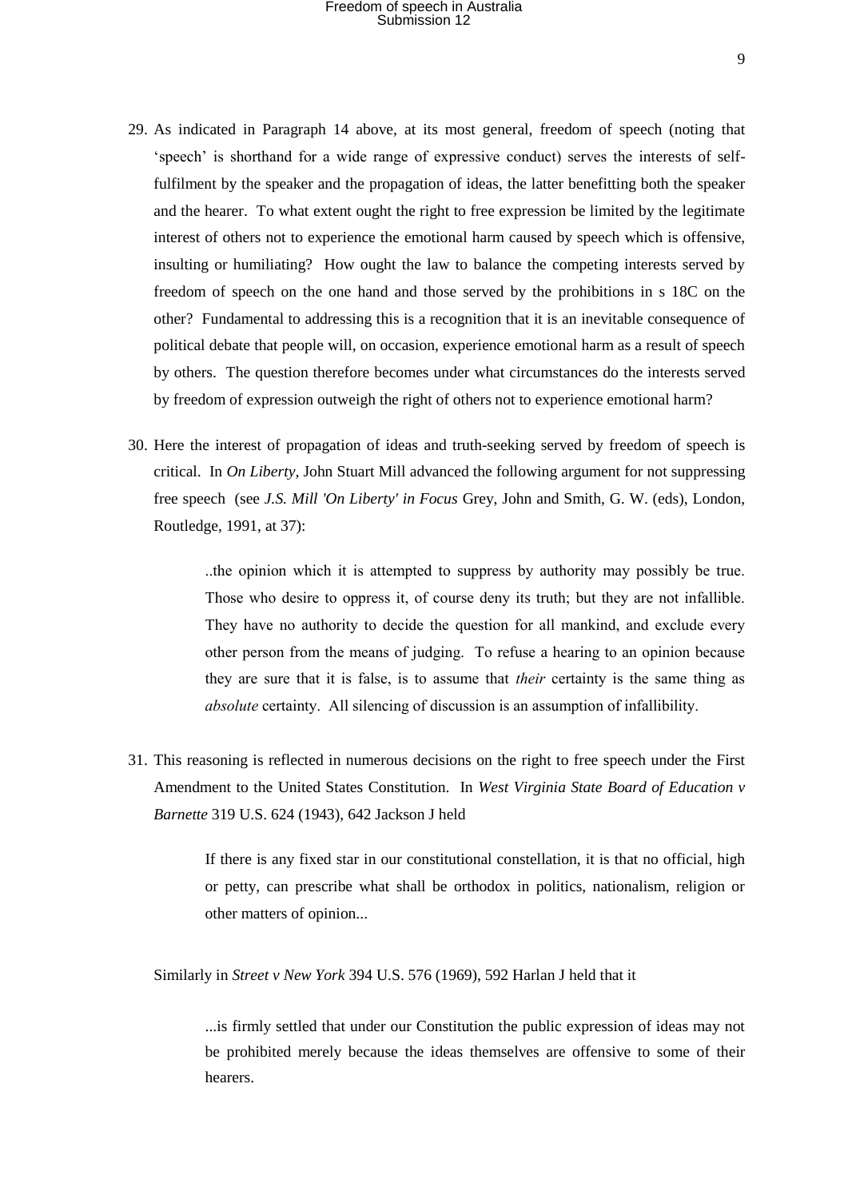29. As indicated in Paragraph 14 above, at its most general, freedom of speech (noting that 'speech' is shorthand for a wide range of expressive conduct) serves the interests of self-fulfilment by the speaker and the propagation of ideas, the latter benefitting both the speaker and the hearer. To what extent ought the right to free expression be limited by the legitimate interest of others not to experience the emotional harm caused by speech which is offensive, insulting or humiliating? How ought the law to balance the competing interests served by freedom of speech on the one hand and those served by the prohibitions in s 18C on the other? Fundamental to addressing this is a recognition that it is an inevitable consequence of political debate that people will, on occasion, experience emotional harm as a result of speech by others. The question therefore becomes under what circumstances do the interests served by freedom of expression outweigh the right of others not to experience emotional harm?

30. Here the interest of propagation of ideas and truth-seeking served by freedom of speech is critical. In *On Liberty,* John Stuart Mill advanced the following argument for not suppressing free speech (see *J.S. Mill 'On Liberty' in Focus* Grey, John and Smith, G. W. (eds), London, Routledge, 1991, at 37):

> ..the opinion which it is attempted to suppress by authority may possibly be true. Those who desire to oppress it, of course deny its truth; but they are not infallible. They have no authority to decide the question for all mankind, and exclude every other person from the means of judging. To refuse a hearing to an opinion because they are sure that it is false, is to assume that *their* certainty is the same thing as *absolute* certainty. All silencing of discussion is an assumption of infallibility.

31. This reasoning is reflected in numerous decisions on the right to free speech under the First Amendment to the United States Constitution. In *West Virginia State Board of Education v Barnette* 319 U.S. 624 (1943), 642 Jackson J held

> If there is any fixed star in our constitutional constellation, it is that no official, high or petty, can prescribe what shall be orthodox in politics, nationalism, religion or other matters of opinion...

Similarly in *Street v New York* 394 U.S. 576 (1969), 592 Harlan J held that it

> ...is firmly settled that under our Constitution the public expression of ideas may not be prohibited merely because the ideas themselves are offensive to some of their hearers.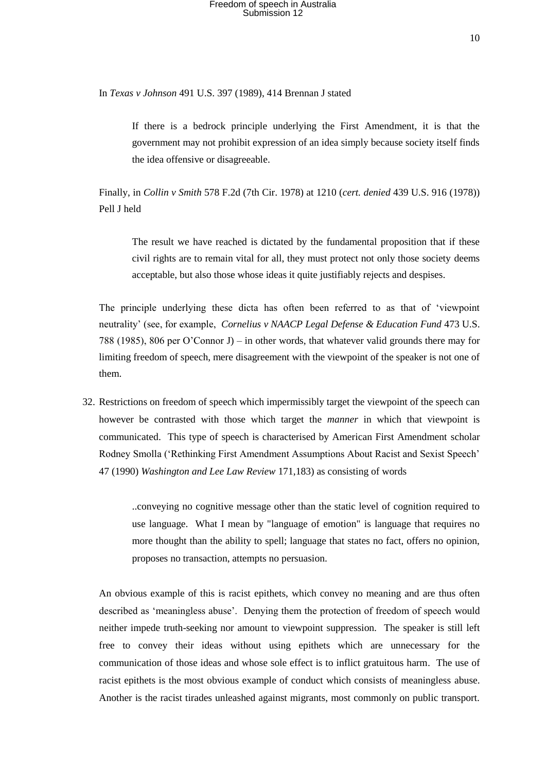In *Texas v Johnson* 491 U.S. 397 (1989), 414 Brennan J stated

> If there is a bedrock principle underlying the First Amendment, it is that the government may not prohibit expression of an idea simply because society itself finds the idea offensive or disagreeable.

Finally, in *Collin v Smith* 578 F.2d (7th Cir. 1978) at 1210 (*cert. denied* 439 U.S. 916 (1978)) Pell J held

> The result we have reached is dictated by the fundamental proposition that if these civil rights are to remain vital for all, they must protect not only those society deems acceptable, but also those whose ideas it quite justifiably rejects and despises.

The principle underlying these dicta has often been referred to as that of 'viewpoint neutrality' (see, for example, *Cornelius v NAACP Legal Defense & Education Fund* 473 U.S. 788 (1985), 806 per O'Connor J) – in other words, that whatever valid grounds there may for limiting freedom of speech, mere disagreement with the viewpoint of the speaker is not one of them.

32. Restrictions on freedom of speech which impermissibly target the viewpoint of the speech can however be contrasted with those which target the *manner* in which that viewpoint is communicated. This type of speech is characterised by American First Amendment scholar Rodney Smolla ('Rethinking First Amendment Assumptions About Racist and Sexist Speech' 47 (1990) *Washington and Lee Law Review* 171,183) as consisting of words

> ..conveying no cognitive message other than the static level of cognition required to use language. What I mean by "language of emotion" is language that requires no more thought than the ability to spell; language that states no fact, offers no opinion, proposes no transaction, attempts no persuasion.

An obvious example of this is racist epithets, which convey no meaning and are thus often described as 'meaningless abuse'. Denying them the protection of freedom of speech would neither impede truth-seeking nor amount to viewpoint suppression. The speaker is still left free to convey their ideas without using epithets which are unnecessary for the communication of those ideas and whose sole effect is to inflict gratuitous harm. The use of racist epithets is the most obvious example of conduct which consists of meaningless abuse. Another is the racist tirades unleashed against migrants, most commonly on public transport.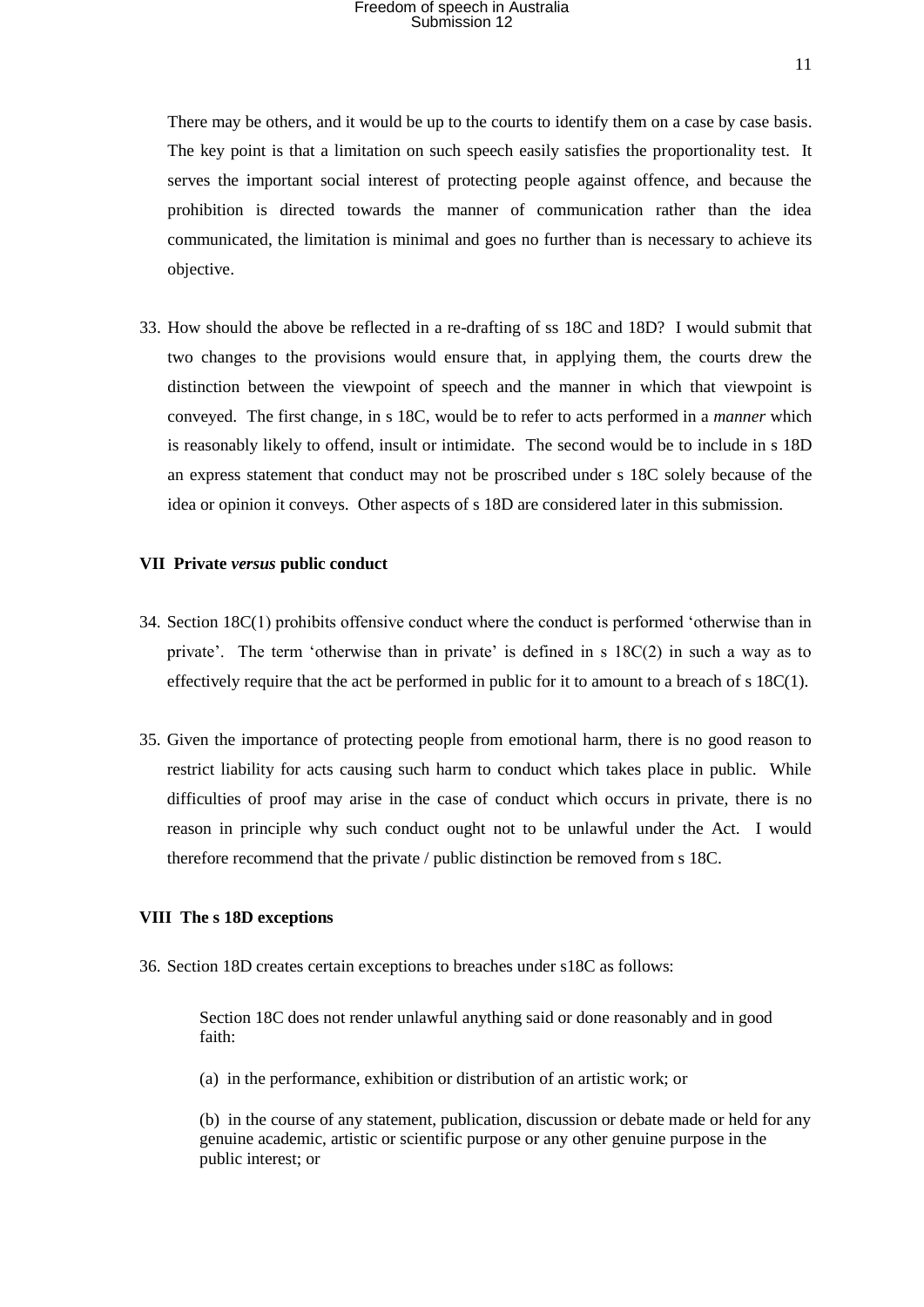There may be others, and it would be up to the courts to identify them on a case by case basis. The key point is that a limitation on such speech easily satisfies the proportionality test. It serves the important social interest of protecting people against offence, and because the prohibition is directed towards the manner of communication rather than the idea communicated, the limitation is minimal and goes no further than is necessary to achieve its objective.

33. How should the above be reflected in a re-drafting of ss 18C and 18D? I would submit that two changes to the provisions would ensure that, in applying them, the courts drew the distinction between the viewpoint of speech and the manner in which that viewpoint is conveyed. The first change, in s 18C, would be to refer to acts performed in a *manner* which is reasonably likely to offend, insult or intimidate. The second would be to include in s 18D an express statement that conduct may not be proscribed under s 18C solely because of the idea or opinion it conveys. Other aspects of s 18D are considered later in this submission.

### VII Private *versus* public conduct

34. Section 18C(1) prohibits offensive conduct where the conduct is performed 'otherwise than in private'. The term 'otherwise than in private' is defined in s 18C(2) in such a way as to effectively require that the act be performed in public for it to amount to a breach of s 18C(1).

35. Given the importance of protecting people from emotional harm, there is no good reason to restrict liability for acts causing such harm to conduct which takes place in public. While difficulties of proof may arise in the case of conduct which occurs in private, there is no reason in principle why such conduct ought not to be unlawful under the Act. I would therefore recommend that the private / public distinction be removed from s 18C.

### VIII The s 18D exceptions

36. Section 18D creates certain exceptions to breaches under s18C as follows:

> Section 18C does not render unlawful anything said or done reasonably and in good faith:
>
> (a) in the performance, exhibition or distribution of an artistic work; or
>
> (b) in the course of any statement, publication, discussion or debate made or held for any genuine academic, artistic or scientific purpose or any other genuine purpose in the public interest; or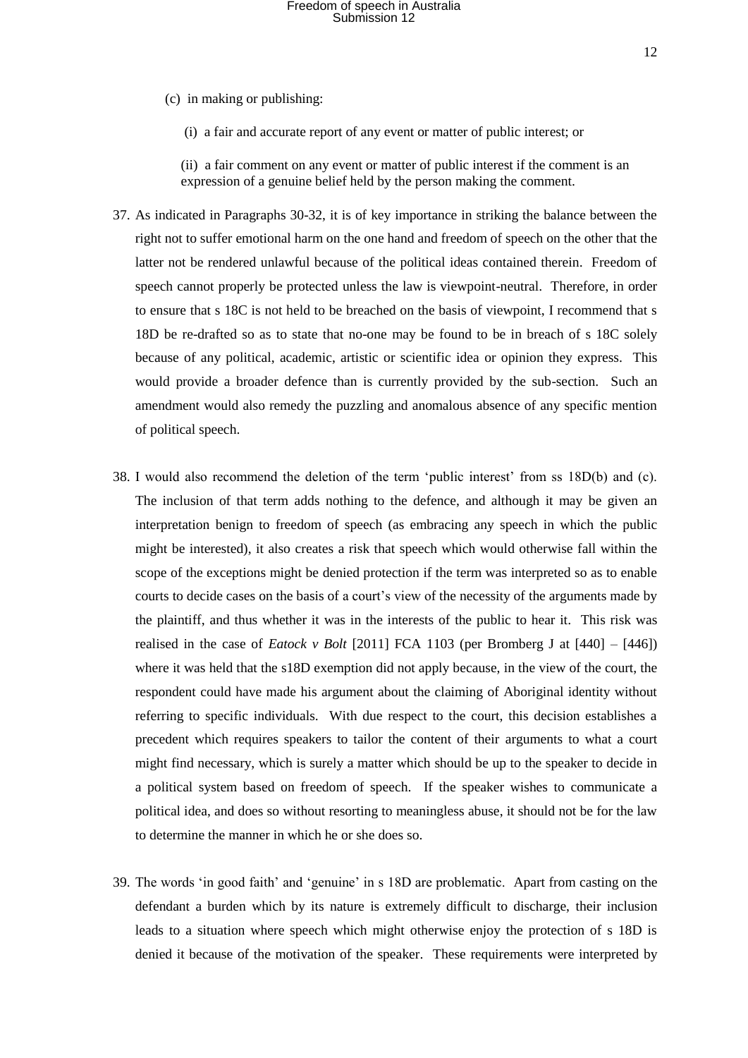(c) in making or publishing:

(i) a fair and accurate report of any event or matter of public interest; or

(ii) a fair comment on any event or matter of public interest if the comment is an expression of a genuine belief held by the person making the comment.

37. As indicated in Paragraphs 30-32, it is of key importance in striking the balance between the right not to suffer emotional harm on the one hand and freedom of speech on the other that the latter not be rendered unlawful because of the political ideas contained therein. Freedom of speech cannot properly be protected unless the law is viewpoint-neutral. Therefore, in order to ensure that s 18C is not held to be breached on the basis of viewpoint, I recommend that s 18D be re-drafted so as to state that no-one may be found to be in breach of s 18C solely because of any political, academic, artistic or scientific idea or opinion they express. This would provide a broader defence than is currently provided by the sub-section. Such an amendment would also remedy the puzzling and anomalous absence of any specific mention of political speech.

38. I would also recommend the deletion of the term 'public interest' from ss 18D(b) and (c). The inclusion of that term adds nothing to the defence, and although it may be given an interpretation benign to freedom of speech (as embracing any speech in which the public might be interested), it also creates a risk that speech which would otherwise fall within the scope of the exceptions might be denied protection if the term was interpreted so as to enable courts to decide cases on the basis of a court's view of the necessity of the arguments made by the plaintiff, and thus whether it was in the interests of the public to hear it. This risk was realised in the case of *Eatock v Bolt* [2011] FCA 1103 (per Bromberg J at [440] – [446]) where it was held that the s18D exemption did not apply because, in the view of the court, the respondent could have made his argument about the claiming of Aboriginal identity without referring to specific individuals. With due respect to the court, this decision establishes a precedent which requires speakers to tailor the content of their arguments to what a court might find necessary, which is surely a matter which should be up to the speaker to decide in a political system based on freedom of speech. If the speaker wishes to communicate a political idea, and does so without resorting to meaningless abuse, it should not be for the law to determine the manner in which he or she does so.

39. The words 'in good faith' and 'genuine' in s 18D are problematic. Apart from casting on the defendant a burden which by its nature is extremely difficult to discharge, their inclusion leads to a situation where speech which might otherwise enjoy the protection of s 18D is denied it because of the motivation of the speaker. These requirements were interpreted by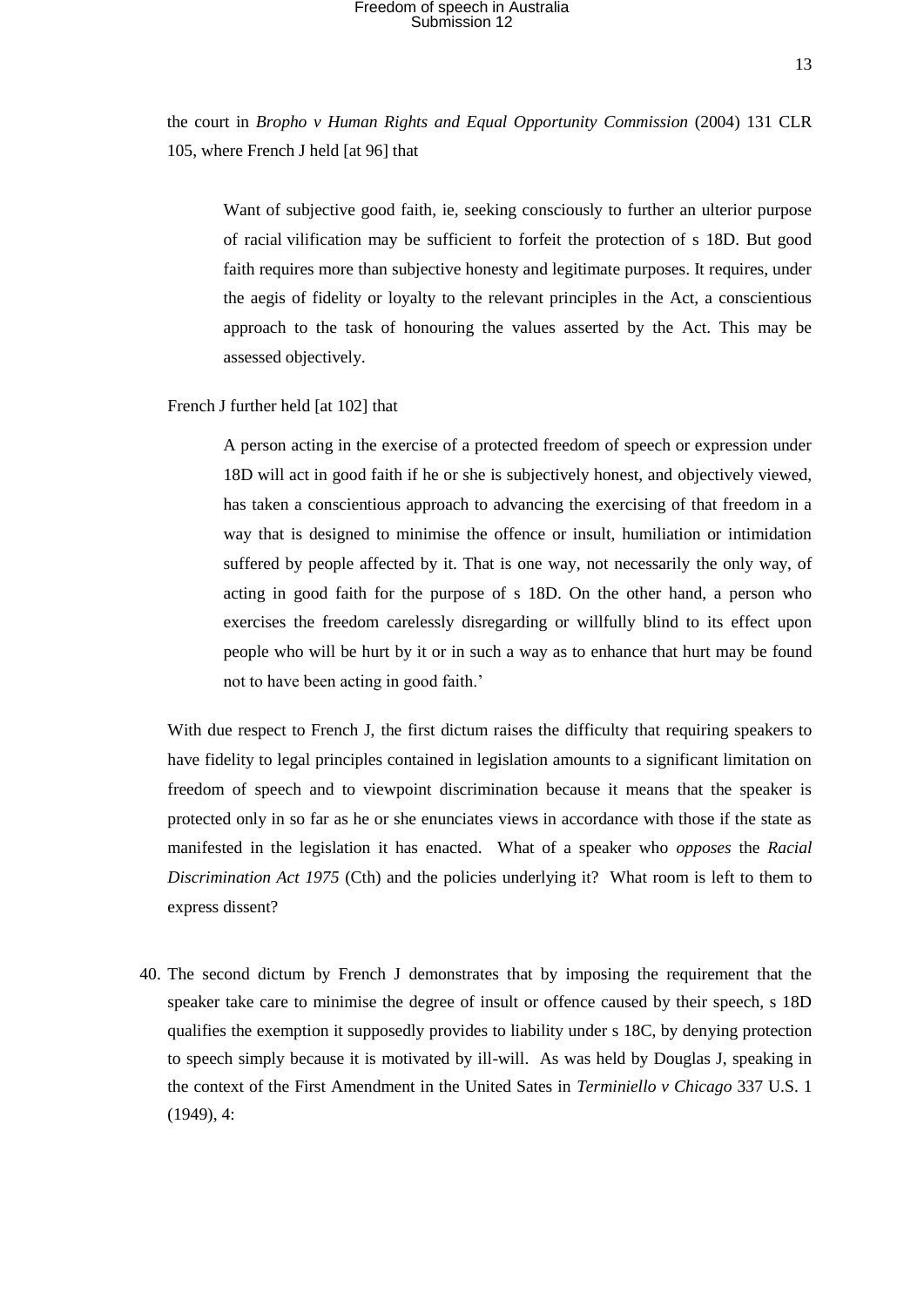the court in *Bropho v Human Rights and Equal Opportunity Commission* (2004) 131 CLR 105, where French J held [at 96] that

> Want of subjective good faith, ie, seeking consciously to further an ulterior purpose of racial vilification may be sufficient to forfeit the protection of s 18D. But good faith requires more than subjective honesty and legitimate purposes. It requires, under the aegis of fidelity or loyalty to the relevant principles in the Act, a conscientious approach to the task of honouring the values asserted by the Act. This may be assessed objectively.

French J further held [at 102] that

> A person acting in the exercise of a protected freedom of speech or expression under 18D will act in good faith if he or she is subjectively honest, and objectively viewed, has taken a conscientious approach to advancing the exercising of that freedom in a way that is designed to minimise the offence or insult, humiliation or intimidation suffered by people affected by it. That is one way, not necessarily the only way, of acting in good faith for the purpose of s 18D. On the other hand, a person who exercises the freedom carelessly disregarding or willfully blind to its effect upon people who will be hurt by it or in such a way as to enhance that hurt may be found not to have been acting in good faith.'

With due respect to French J, the first dictum raises the difficulty that requiring speakers to have fidelity to legal principles contained in legislation amounts to a significant limitation on freedom of speech and to viewpoint discrimination because it means that the speaker is protected only in so far as he or she enunciates views in accordance with those if the state as manifested in the legislation it has enacted. What of a speaker who *opposes* the *Racial Discrimination Act 1975* (Cth) and the policies underlying it? What room is left to them to express dissent?

40. The second dictum by French J demonstrates that by imposing the requirement that the speaker take care to minimise the degree of insult or offence caused by their speech, s 18D qualifies the exemption it supposedly provides to liability under s 18C, by denying protection to speech simply because it is motivated by ill-will. As was held by Douglas J, speaking in the context of the First Amendment in the United Sates in *Terminiello v Chicago* 337 U.S. 1 (1949), 4: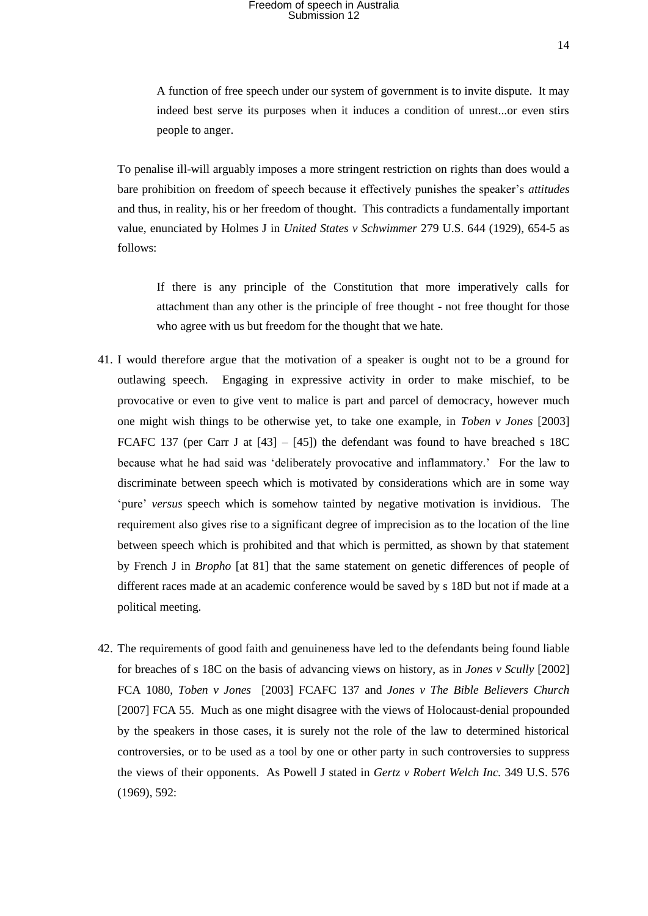> A function of free speech under our system of government is to invite dispute. It may indeed best serve its purposes when it induces a condition of unrest...or even stirs people to anger.

To penalise ill-will arguably imposes a more stringent restriction on rights than does would a bare prohibition on freedom of speech because it effectively punishes the speaker's *attitudes* and thus, in reality, his or her freedom of thought. This contradicts a fundamentally important value, enunciated by Holmes J in *United States v Schwimmer* 279 U.S. 644 (1929), 654-5 as follows:

> If there is any principle of the Constitution that more imperatively calls for attachment than any other is the principle of free thought - not free thought for those who agree with us but freedom for the thought that we hate.

41. I would therefore argue that the motivation of a speaker is ought not to be a ground for outlawing speech. Engaging in expressive activity in order to make mischief, to be provocative or even to give vent to malice is part and parcel of democracy, however much one might wish things to be otherwise yet, to take one example, in *Toben v Jones* [2003] FCAFC 137 (per Carr J at [43] – [45]) the defendant was found to have breached s 18C because what he had said was 'deliberately provocative and inflammatory.' For the law to discriminate between speech which is motivated by considerations which are in some way 'pure' *versus* speech which is somehow tainted by negative motivation is invidious. The requirement also gives rise to a significant degree of imprecision as to the location of the line between speech which is prohibited and that which is permitted, as shown by that statement by French J in *Bropho* [at 81] that the same statement on genetic differences of people of different races made at an academic conference would be saved by s 18D but not if made at a political meeting.

42. The requirements of good faith and genuineness have led to the defendants being found liable for breaches of s 18C on the basis of advancing views on history, as in *Jones v Scully* [2002] FCA 1080, *Toben v Jones* [2003] FCAFC 137 and *Jones v The Bible Believers Church* [2007] FCA 55. Much as one might disagree with the views of Holocaust-denial propounded by the speakers in those cases, it is surely not the role of the law to determined historical controversies, or to be used as a tool by one or other party in such controversies to suppress the views of their opponents. As Powell J stated in *Gertz v Robert Welch Inc.* 349 U.S. 576 (1969), 592: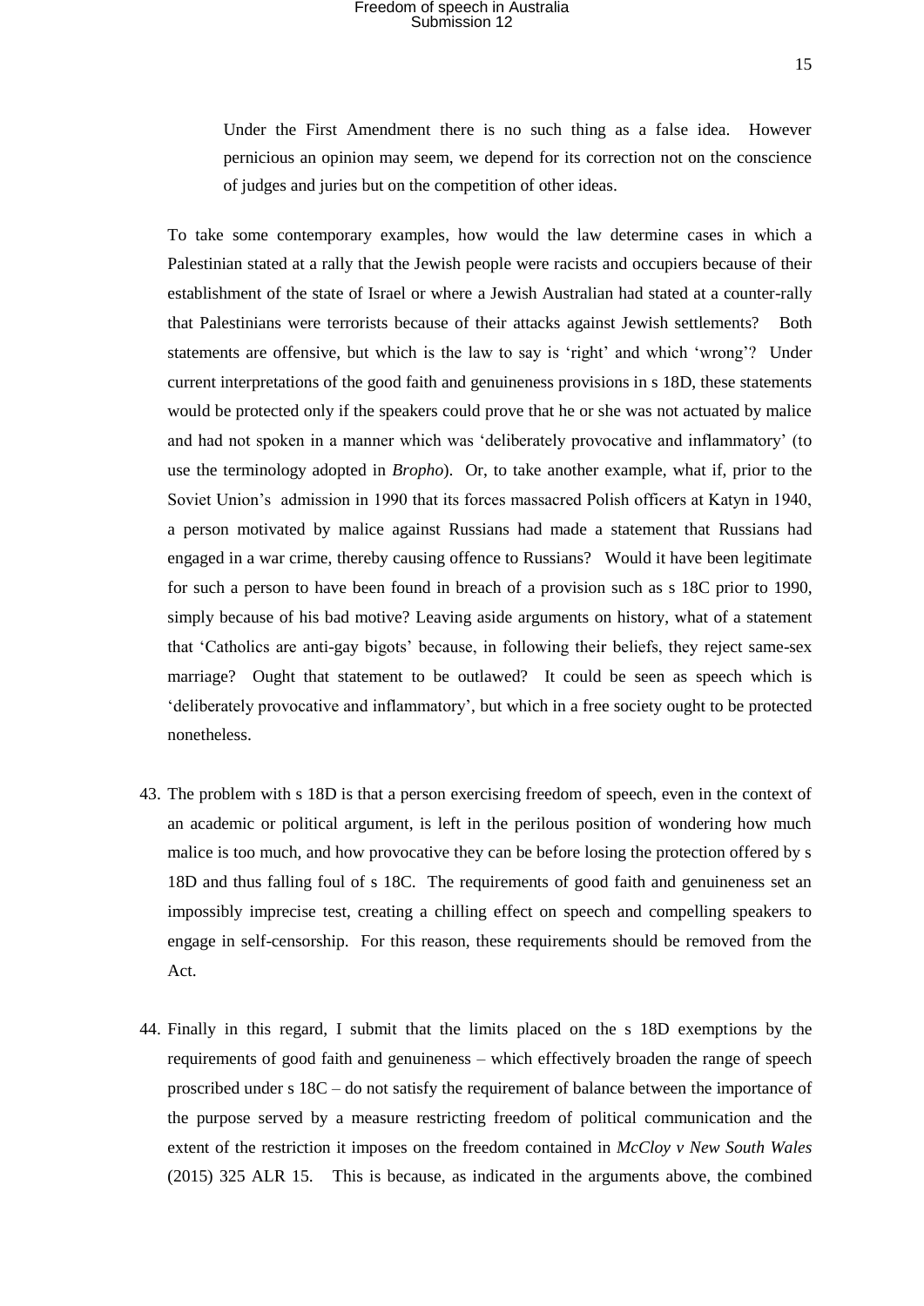> Under the First Amendment there is no such thing as a false idea. However pernicious an opinion may seem, we depend for its correction not on the conscience of judges and juries but on the competition of other ideas.

To take some contemporary examples, how would the law determine cases in which a Palestinian stated at a rally that the Jewish people were racists and occupiers because of their establishment of the state of Israel or where a Jewish Australian had stated at a counter-rally that Palestinians were terrorists because of their attacks against Jewish settlements? Both statements are offensive, but which is the law to say is 'right' and which 'wrong'? Under current interpretations of the good faith and genuineness provisions in s 18D, these statements would be protected only if the speakers could prove that he or she was not actuated by malice and had not spoken in a manner which was 'deliberately provocative and inflammatory' (to use the terminology adopted in *Bropho*). Or, to take another example, what if, prior to the Soviet Union's admission in 1990 that its forces massacred Polish officers at Katyn in 1940, a person motivated by malice against Russians had made a statement that Russians had engaged in a war crime, thereby causing offence to Russians? Would it have been legitimate for such a person to have been found in breach of a provision such as s 18C prior to 1990, simply because of his bad motive? Leaving aside arguments on history, what of a statement that 'Catholics are anti-gay bigots' because, in following their beliefs, they reject same-sex marriage? Ought that statement to be outlawed? It could be seen as speech which is 'deliberately provocative and inflammatory', but which in a free society ought to be protected nonetheless.

43. The problem with s 18D is that a person exercising freedom of speech, even in the context of an academic or political argument, is left in the perilous position of wondering how much malice is too much, and how provocative they can be before losing the protection offered by s 18D and thus falling foul of s 18C. The requirements of good faith and genuineness set an impossibly imprecise test, creating a chilling effect on speech and compelling speakers to engage in self-censorship. For this reason, these requirements should be removed from the Act.

44. Finally in this regard, I submit that the limits placed on the s 18D exemptions by the requirements of good faith and genuineness – which effectively broaden the range of speech proscribed under s 18C – do not satisfy the requirement of balance between the importance of the purpose served by a measure restricting freedom of political communication and the extent of the restriction it imposes on the freedom contained in *McCloy v New South Wales* (2015) 325 ALR 15. This is because, as indicated in the arguments above, the combined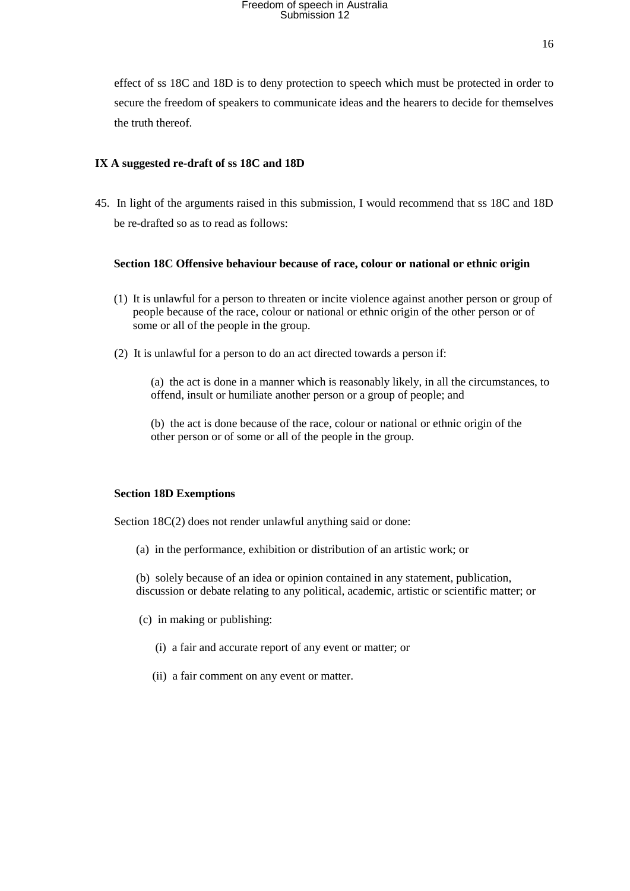effect of ss 18C and 18D is to deny protection to speech which must be protected in order to secure the freedom of speakers to communicate ideas and the hearers to decide for themselves the truth thereof.

## IX A suggested re-draft of ss 18C and 18D

45. In light of the arguments raised in this submission, I would recommend that ss 18C and 18D be re-drafted so as to read as follows:

**Section 18C Offensive behaviour because of race, colour or national or ethnic origin**

(1) It is unlawful for a person to threaten or incite violence against another person or group of people because of the race, colour or national or ethnic origin of the other person or of some or all of the people in the group.

(2) It is unlawful for a person to do an act directed towards a person if:

(a) the act is done in a manner which is reasonably likely, in all the circumstances, to offend, insult or humiliate another person or a group of people; and

(b) the act is done because of the race, colour or national or ethnic origin of the other person or of some or all of the people in the group.

**Section 18D Exemptions**

Section 18C(2) does not render unlawful anything said or done:

(a) in the performance, exhibition or distribution of an artistic work; or

(b) solely because of an idea or opinion contained in any statement, publication, discussion or debate relating to any political, academic, artistic or scientific matter; or

(c) in making or publishing:

(i) a fair and accurate report of any event or matter; or

(ii) a fair comment on any event or matter.